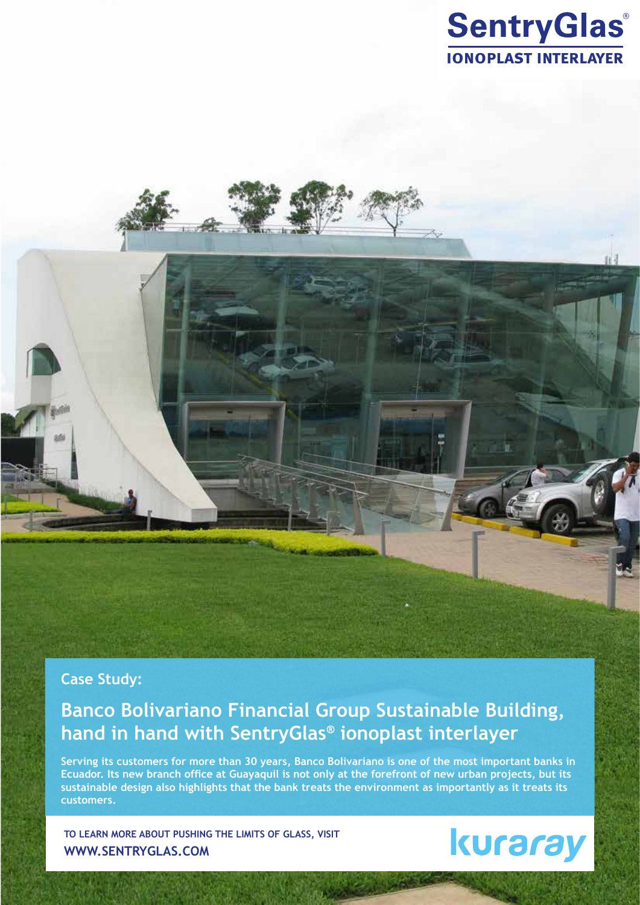SentryGlas®
IONOPLAST INTERLAYER

Case Study:

# Banco Bolivariano Financial Group Sustainable Building, hand in hand with SentryGlas® ionoplast interlayer

**Serving its customers for more than 30 years, Banco Bolivariano is one of the most important banks in Ecuador. Its new branch office at Guayaquil is not only at the forefront of new urban projects, but its sustainable design also highlights that the bank treats the environment as importantly as it treats its customers.**

TO LEARN MORE ABOUT PUSHING THE LIMITS OF GLASS, VISIT
**WWW.SENTRYGLAS.COM**

kuraray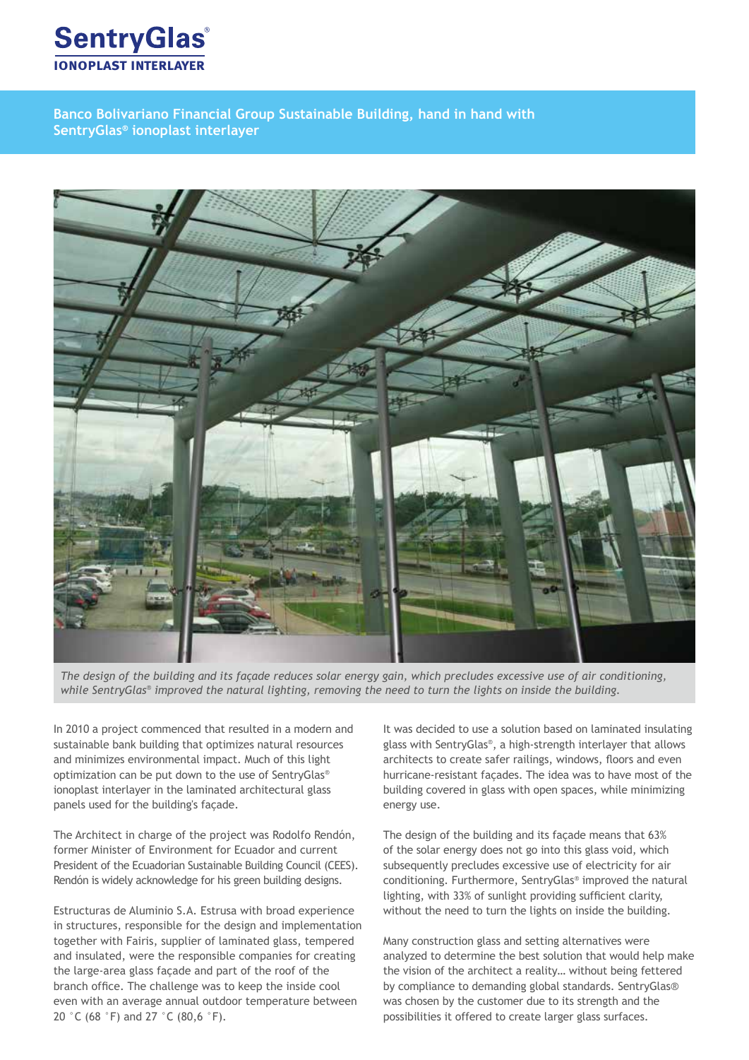# SentryGlas®

**IONOPLAST INTERLAYER**

## Banco Bolivariano Financial Group Sustainable Building, hand in hand with SentryGlas® ionoplast interlayer

*The design of the building and its façade reduces solar energy gain, which precludes excessive use of air conditioning, while SentryGlas® improved the natural lighting, removing the need to turn the lights on inside the building.*

In 2010 a project commenced that resulted in a modern and sustainable bank building that optimizes natural resources and minimizes environmental impact. Much of this light optimization can be put down to the use of SentryGlas® ionoplast interlayer in the laminated architectural glass panels used for the building's façade.

The Architect in charge of the project was Rodolfo Rendón, former Minister of Environment for Ecuador and current President of the Ecuadorian Sustainable Building Council (CEES). Rendón is widely acknowledge for his green building designs.

Estructuras de Aluminio S.A. Estrusa with broad experience in structures, responsible for the design and implementation together with Fairis, supplier of laminated glass, tempered and insulated, were the responsible companies for creating the large-area glass façade and part of the roof of the branch office. The challenge was to keep the inside cool even with an average annual outdoor temperature between 20 °C (68 °F) and 27 °C (80,6 °F).

It was decided to use a solution based on laminated insulating glass with SentryGlas®, a high-strength interlayer that allows architects to create safer railings, windows, floors and even hurricane-resistant façades. The idea was to have most of the building covered in glass with open spaces, while minimizing energy use.

The design of the building and its façade means that 63% of the solar energy does not go into this glass void, which subsequently precludes excessive use of electricity for air conditioning. Furthermore, SentryGlas® improved the natural lighting, with 33% of sunlight providing sufficient clarity, without the need to turn the lights on inside the building.

Many construction glass and setting alternatives were analyzed to determine the best solution that would help make the vision of the architect a reality… without being fettered by compliance to demanding global standards. SentryGlas® was chosen by the customer due to its strength and the possibilities it offered to create larger glass surfaces.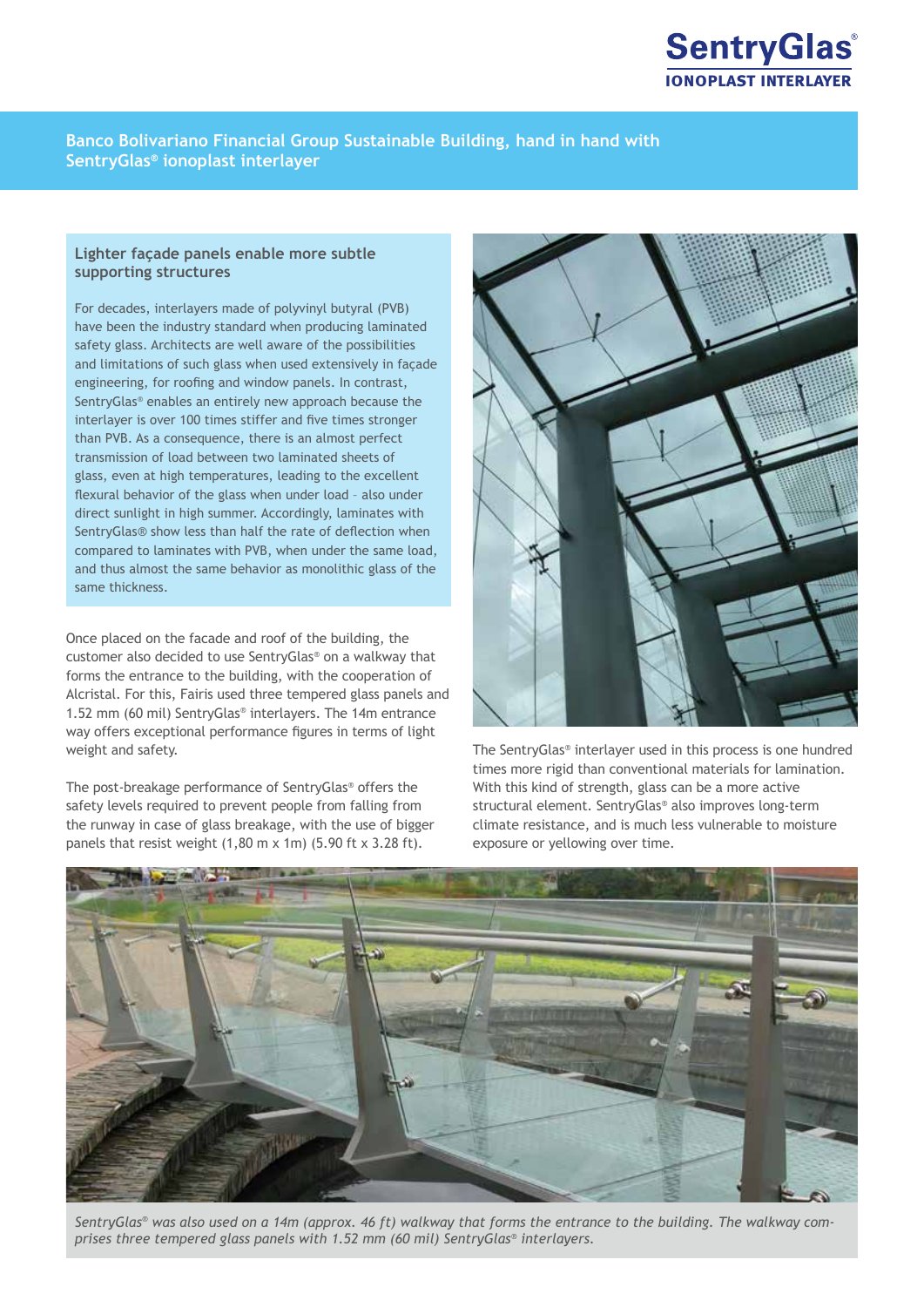# Banco Bolivariano Financial Group Sustainable Building, hand in hand with SentryGlas® ionoplast interlayer

## Lighter façade panels enable more subtle supporting structures

For decades, interlayers made of polyvinyl butyral (PVB) have been the industry standard when producing laminated safety glass. Architects are well aware of the possibilities and limitations of such glass when used extensively in façade engineering, for roofing and window panels. In contrast, SentryGlas® enables an entirely new approach because the interlayer is over 100 times stiffer and five times stronger than PVB. As a consequence, there is an almost perfect transmission of load between two laminated sheets of glass, even at high temperatures, leading to the excellent flexural behavior of the glass when under load – also under direct sunlight in high summer. Accordingly, laminates with SentryGlas® show less than half the rate of deflection when compared to laminates with PVB, when under the same load, and thus almost the same behavior as monolithic glass of the same thickness.

Once placed on the facade and roof of the building, the customer also decided to use SentryGlas® on a walkway that forms the entrance to the building, with the cooperation of Alcristal. For this, Fairis used three tempered glass panels and 1.52 mm (60 mil) SentryGlas® interlayers. The 14m entrance way offers exceptional performance figures in terms of light weight and safety.

The post-breakage performance of SentryGlas® offers the safety levels required to prevent people from falling from the runway in case of glass breakage, with the use of bigger panels that resist weight (1,80 m x 1m) (5.90 ft x 3.28 ft).

The SentryGlas® interlayer used in this process is one hundred times more rigid than conventional materials for lamination. With this kind of strength, glass can be a more active structural element. SentryGlas® also improves long-term climate resistance, and is much less vulnerable to moisture exposure or yellowing over time.

*SentryGlas® was also used on a 14m (approx. 46 ft) walkway that forms the entrance to the building. The walkway comprises three tempered glass panels with 1.52 mm (60 mil) SentryGlas® interlayers.*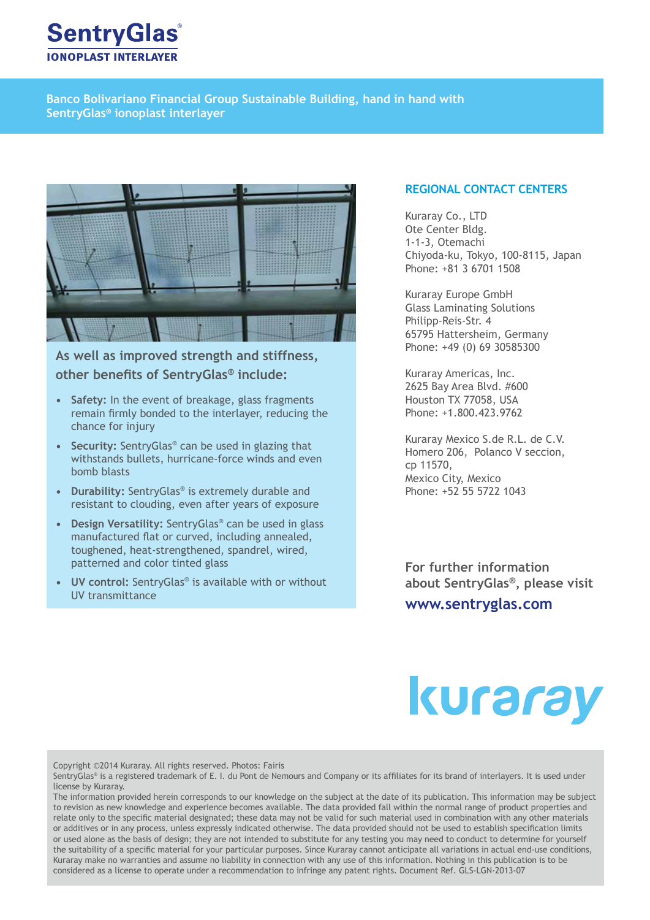# SentryGlas®
**IONOPLAST INTERLAYER**

**Banco Bolivariano Financial Group Sustainable Building, hand in hand with SentryGlas® ionoplast interlayer**

## As well as improved strength and stiffness, other benefits of SentryGlas® include:

- **Safety:** In the event of breakage, glass fragments remain firmly bonded to the interlayer, reducing the chance for injury
- **Security:** SentryGlas® can be used in glazing that withstands bullets, hurricane-force winds and even bomb blasts
- **Durability:** SentryGlas® is extremely durable and resistant to clouding, even after years of exposure
- **Design Versatility:** SentryGlas® can be used in glass manufactured flat or curved, including annealed, toughened, heat-strengthened, spandrel, wired, patterned and color tinted glass
- **UV control:** SentryGlas® is available with or without UV transmittance

## REGIONAL CONTACT CENTERS

Kuraray Co., LTD
Ote Center Bldg.
1-1-3, Otemachi
Chiyoda-ku, Tokyo, 100-8115, Japan
Phone: +81 3 6701 1508

Kuraray Europe GmbH
Glass Laminating Solutions
Philipp-Reis-Str. 4
65795 Hattersheim, Germany
Phone: +49 (0) 69 30585300

Kuraray Americas, Inc.
2625 Bay Area Blvd. #600
Houston TX 77058, USA
Phone: +1.800.423.9762

Kuraray Mexico S.de R.L. de C.V.
Homero 206, Polanco V seccion,
cp 11570,
Mexico City, Mexico
Phone: +52 55 5722 1043

**For further information about SentryGlas®, please visit**
**www.sentryglas.com**

kuraray

Copyright ©2014 Kuraray. All rights reserved. Photos: Fairis
SentryGlas® is a registered trademark of E. I. du Pont de Nemours and Company or its affiliates for its brand of interlayers. It is used under license by Kuraray.
The information provided herein corresponds to our knowledge on the subject at the date of its publication. This information may be subject to revision as new knowledge and experience becomes available. The data provided fall within the normal range of product properties and relate only to the specific material designated; these data may not be valid for such material used in combination with any other materials or additives or in any process, unless expressly indicated otherwise. The data provided should not be used to establish specification limits or used alone as the basis of design; they are not intended to substitute for any testing you may need to conduct to determine for yourself the suitability of a specific material for your particular purposes. Since Kuraray cannot anticipate all variations in actual end-use conditions, Kuraray make no warranties and assume no liability in connection with any use of this information. Nothing in this publication is to be considered as a license to operate under a recommendation to infringe any patent rights. Document Ref. GLS-LGN-2013-07